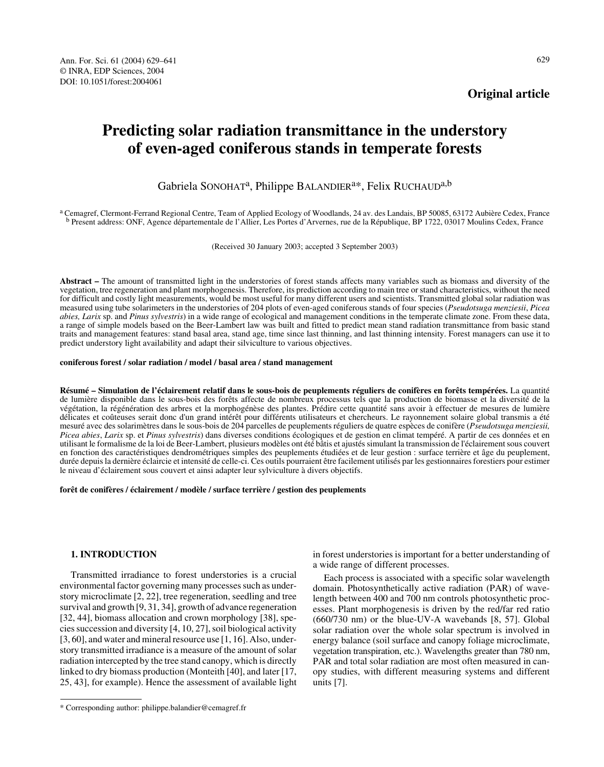Original article

# Predicting solar radiation transmittance in the understory of even-aged coniferous stands in temperate forests

Gabriela SONOHAT[a], Philippe BALANDIER[a]*, Felix RUCHAUD[a,b]

[a] Cemagref, Clermont-Ferrand Regional Centre, Team of Applied Ecology of Woodlands, 24 av. des Landais, BP 50085, 63172 Aubière Cedex, France
[b] Present address: ONF, Agence départementale de l'Allier, Les Portes d'Arvernes, rue de la République, BP 1722, 03017 Moulins Cedex, France

(Received 30 January 2003; accepted 3 September 2003)

**Abstract –** The amount of transmitted light in the understories of forest stands affects many variables such as biomass and diversity of the vegetation, tree regeneration and plant morphogenesis. Therefore, its prediction according to main tree or stand characteristics, without the need for difficult and costly light measurements, would be most useful for many different users and scientists. Transmitted global solar radiation was measured using tube solarimeters in the understories of 204 plots of even-aged coniferous stands of four species (*Pseudotsuga menziesii*, *Picea abies, Larix* sp. and *Pinus sylvestris*) in a wide range of ecological and management conditions in the temperate climate zone. From these data, a range of simple models based on the Beer-Lambert law was built and fitted to predict mean stand radiation transmittance from basic stand traits and management features: stand basal area, stand age, time since last thinning, and last thinning intensity. Forest managers can use it to predict understory light availability and adapt their silviculture to various objectives.

**coniferous forest / solar radiation / model / basal area / stand management**

**Résumé – Simulation de l'éclairement relatif dans le sous-bois de peuplements réguliers de conifères en forêts tempérées.** La quantité de lumière disponible dans le sous-bois des forêts affecte de nombreux processus tels que la production de biomasse et la diversité de la végétation, la régénération des arbres et la morphogénèse des plantes. Prédire cette quantité sans avoir à effectuer de mesures de lumière délicates et coûteuses serait donc d'un grand intérêt pour différents utilisateurs et chercheurs. Le rayonnement solaire global transmis a été mesuré avec des solarimètres dans le sous-bois de 204 parcelles de peuplements réguliers de quatre espèces de conifère (*Pseudotsuga menziesii, Picea abies*, *Larix* sp. et *Pinus sylvestris*) dans diverses conditions écologiques et de gestion en climat tempéré. A partir de ces données et en utilisant le formalisme de la loi de Beer-Lambert, plusieurs modèles ont été bâtis et ajustés simulant la transmission de l'éclairement sous couvert en fonction des caractéristiques dendrométriques simples des peuplements étudiées et de leur gestion : surface terrière et âge du peuplement, durée depuis la dernière éclaircie et intensité de celle-ci. Ces outils pourraient être facilement utilisés par les gestionnaires forestiers pour estimer le niveau d'éclairement sous couvert et ainsi adapter leur sylviculture à divers objectifs.

**forêt de conifères / éclairement / modèle / surface terrière / gestion des peuplements**

## 1. INTRODUCTION

Transmitted irradiance to forest understories is a crucial environmental factor governing many processes such as understory microclimate [2, 22], tree regeneration, seedling and tree survival and growth [9, 31, 34], growth of advance regeneration [32, 44], biomass allocation and crown morphology [38], species succession and diversity [4, 10, 27], soil biological activity [3, 60], and water and mineral resource use [1, 16]. Also, understory transmitted irradiance is a measure of the amount of solar radiation intercepted by the tree stand canopy, which is directly linked to dry biomass production (Monteith [40], and later [17, 25, 43], for example). Hence the assessment of available light in forest understories is important for a better understanding of a wide range of different processes.

Each process is associated with a specific solar wavelength domain. Photosynthetically active radiation (PAR) of wavelength between 400 and 700 nm controls photosynthetic processes. Plant morphogenesis is driven by the red/far red ratio (660/730 nm) or the blue-UV-A wavebands [8, 57]. Global solar radiation over the whole solar spectrum is involved in energy balance (soil surface and canopy foliage microclimate, vegetation transpiration, etc.). Wavelengths greater than 780 nm, PAR and total solar radiation are most often measured in canopy studies, with different measuring systems and different units [7].

\* Corresponding author: philippe.balandier@cemagref.fr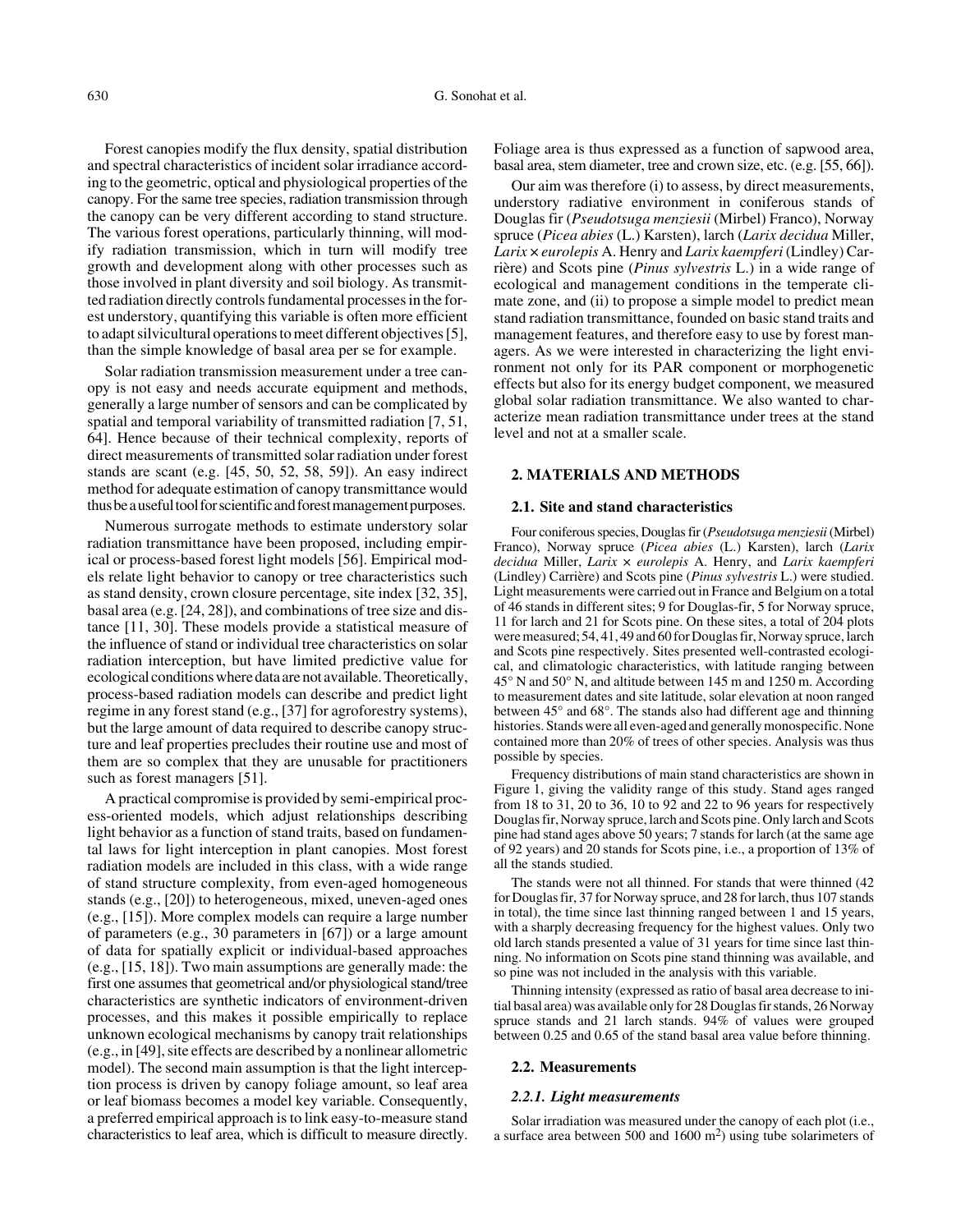Forest canopies modify the flux density, spatial distribution and spectral characteristics of incident solar irradiance according to the geometric, optical and physiological properties of the canopy. For the same tree species, radiation transmission through the canopy can be very different according to stand structure. The various forest operations, particularly thinning, will modify radiation transmission, which in turn will modify tree growth and development along with other processes such as those involved in plant diversity and soil biology. As transmitted radiation directly controls fundamental processes in the forest understory, quantifying this variable is often more efficient to adapt silvicultural operations to meet different objectives [5], than the simple knowledge of basal area per se for example.

Solar radiation transmission measurement under a tree canopy is not easy and needs accurate equipment and methods, generally a large number of sensors and can be complicated by spatial and temporal variability of transmitted radiation [7, 51, 64]. Hence because of their technical complexity, reports of direct measurements of transmitted solar radiation under forest stands are scant (e.g. [45, 50, 52, 58, 59]). An easy indirect method for adequate estimation of canopy transmittance would thus be a useful tool for scientific and forest management purposes.

Numerous surrogate methods to estimate understory solar radiation transmittance have been proposed, including empirical or process-based forest light models [56]. Empirical models relate light behavior to canopy or tree characteristics such as stand density, crown closure percentage, site index [32, 35], basal area (e.g. [24, 28]), and combinations of tree size and distance [11, 30]. These models provide a statistical measure of the influence of stand or individual tree characteristics on solar radiation interception, but have limited predictive value for ecological conditions where data are not available. Theoretically, process-based radiation models can describe and predict light regime in any forest stand (e.g., [37] for agroforestry systems), but the large amount of data required to describe canopy structure and leaf properties precludes their routine use and most of them are so complex that they are unusable for practitioners such as forest managers [51].

A practical compromise is provided by semi-empirical process-oriented models, which adjust relationships describing light behavior as a function of stand traits, based on fundamental laws for light interception in plant canopies. Most forest radiation models are included in this class, with a wide range of stand structure complexity, from even-aged homogeneous stands (e.g., [20]) to heterogeneous, mixed, uneven-aged ones (e.g., [15]). More complex models can require a large number of parameters (e.g., 30 parameters in [67]) or a large amount of data for spatially explicit or individual-based approaches (e.g., [15, 18]). Two main assumptions are generally made: the first one assumes that geometrical and/or physiological stand/tree characteristics are synthetic indicators of environment-driven processes, and this makes it possible empirically to replace unknown ecological mechanisms by canopy trait relationships (e.g., in [49], site effects are described by a nonlinear allometric model). The second main assumption is that the light interception process is driven by canopy foliage amount, so leaf area or leaf biomass becomes a model key variable. Consequently, a preferred empirical approach is to link easy-to-measure stand characteristics to leaf area, which is difficult to measure directly. Foliage area is thus expressed as a function of sapwood area, basal area, stem diameter, tree and crown size, etc. (e.g. [55, 66]).

Our aim was therefore (i) to assess, by direct measurements, understory radiative environment in coniferous stands of Douglas fir (*Pseudotsuga menziesii* (Mirbel) Franco), Norway spruce (*Picea abies* (L.) Karsten), larch (*Larix decidua* Miller, *Larix* × *eurolepis* A. Henry and *Larix kaempferi* (Lindley) Carrière) and Scots pine (*Pinus sylvestris* L.) in a wide range of ecological and management conditions in the temperate climate zone, and (ii) to propose a simple model to predict mean stand radiation transmittance, founded on basic stand traits and management features, and therefore easy to use by forest managers. As we were interested in characterizing the light environment not only for its PAR component or morphogenetic effects but also for its energy budget component, we measured global solar radiation transmittance. We also wanted to characterize mean radiation transmittance under trees at the stand level and not at a smaller scale.

## 2. MATERIALS AND METHODS

### 2.1. Site and stand characteristics

Four coniferous species, Douglas fir (*Pseudotsuga menziesii* (Mirbel) Franco), Norway spruce (*Picea abies* (L.) Karsten), larch (*Larix decidua* Miller, *Larix* × *eurolepis* A. Henry, and *Larix kaempferi* (Lindley) Carrière) and Scots pine (*Pinus sylvestris* L.) were studied. Light measurements were carried out in France and Belgium on a total of 46 stands in different sites; 9 for Douglas-fir, 5 for Norway spruce, 11 for larch and 21 for Scots pine. On these sites, a total of 204 plots were measured; 54, 41, 49 and 60 for Douglas fir, Norway spruce, larch and Scots pine respectively. Sites presented well-contrasted ecological, and climatologic characteristics, with latitude ranging between 45° N and 50° N, and altitude between 145 m and 1250 m. According to measurement dates and site latitude, solar elevation at noon ranged between 45° and 68°. The stands also had different age and thinning histories. Stands were all even-aged and generally monospecific. None contained more than 20% of trees of other species. Analysis was thus possible by species.

Frequency distributions of main stand characteristics are shown in Figure 1, giving the validity range of this study. Stand ages ranged from 18 to 31, 20 to 36, 10 to 92 and 22 to 96 years for respectively Douglas fir, Norway spruce, larch and Scots pine. Only larch and Scots pine had stand ages above 50 years; 7 stands for larch (at the same age of 92 years) and 20 stands for Scots pine, i.e., a proportion of 13% of all the stands studied.

The stands were not all thinned. For stands that were thinned (42 for Douglas fir, 37 for Norway spruce, and 28 for larch, thus 107 stands in total), the time since last thinning ranged between 1 and 15 years, with a sharply decreasing frequency for the highest values. Only two old larch stands presented a value of 31 years for time since last thinning. No information on Scots pine stand thinning was available, and so pine was not included in the analysis with this variable.

Thinning intensity (expressed as ratio of basal area decrease to initial basal area) was available only for 28 Douglas fir stands, 26 Norway spruce stands and 21 larch stands. 94% of values were grouped between 0.25 and 0.65 of the stand basal area value before thinning.

### 2.2. Measurements

#### 2.2.1. Light measurements

Solar irradiation was measured under the canopy of each plot (i.e., a surface area between 500 and 1600 m$^2$) using tube solarimeters of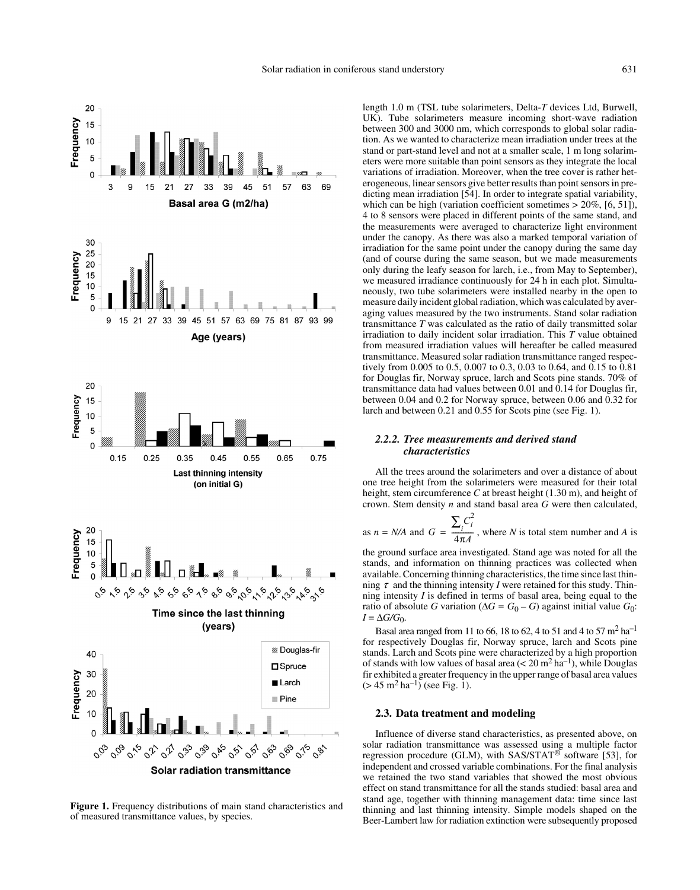Figure 1. Frequency distributions of main stand characteristics and of measured transmittance values, by species.

length 1.0 m (TSL tube solarimeters, Delta-*T* devices Ltd, Burwell, UK). Tube solarimeters measure incoming short-wave radiation between 300 and 3000 nm, which corresponds to global solar radiation. As we wanted to characterize mean irradiation under trees at the stand or part-stand level and not at a smaller scale, 1 m long solarimeters were more suitable than point sensors as they integrate the local variations of irradiation. Moreover, when the tree cover is rather heterogeneous, linear sensors give better results than point sensors in predicting mean irradiation [54]. In order to integrate spatial variability, which can be high (variation coefficient sometimes > 20%, [6, 51]), 4 to 8 sensors were placed in different points of the same stand, and the measurements were averaged to characterize light environment under the canopy. As there was also a marked temporal variation of irradiation for the same point under the canopy during the same day (and of course during the same season, but we made measurements only during the leafy season for larch, i.e., from May to September), we measured irradiance continuously for 24 h in each plot. Simultaneously, two tube solarimeters were installed nearby in the open to measure daily incident global radiation, which was calculated by averaging values measured by the two instruments. Stand solar radiation transmittance $T$ was calculated as the ratio of daily transmitted solar irradiation to daily incident solar irradiation. This $T$ value obtained from measured irradiation values will hereafter be called measured transmittance. Measured solar radiation transmittance ranged respectively from 0.005 to 0.5, 0.007 to 0.3, 0.03 to 0.64, and 0.15 to 0.81 for Douglas fir, Norway spruce, larch and Scots pine stands. 70% of transmittance data had values between 0.01 and 0.14 for Douglas fir, between 0.04 and 0.2 for Norway spruce, between 0.06 and 0.32 for larch and between 0.21 and 0.55 for Scots pine (see Fig. 1).

### 2.2.2. Tree measurements and derived stand characteristics

All the trees around the solarimeters and over a distance of about one tree height from the solarimeters were measured for their total height, stem circumference $C$ at breast height (1.30 m), and height of crown. Stem density $n$ and stand basal area $G$ were then calculated, as $n = N/A$ and $G = \dfrac{\sum_i C_i^2}{4\pi A}$, where $N$ is total stem number and $A$ is the ground surface area investigated. Stand age was noted for all the stands, and information on thinning practices was collected when available. Concerning thinning characteristics, the time since last thinning $\tau$ and the thinning intensity $I$ were retained for this study. Thinning intensity $I$ is defined in terms of basal area, being equal to the ratio of absolute $G$ variation ($\Delta G = G_0 - G$) against initial value $G_0$: $I = \Delta G/G_0$.

Basal area ranged from 11 to 66, 18 to 62, 4 to 51 and 4 to 57 $m^2\ ha^{-1}$ for respectively Douglas fir, Norway spruce, larch and Scots pine stands. Larch and Scots pine were characterized by a high proportion of stands with low values of basal area (< 20 $m^2\ ha^{-1}$), while Douglas fir exhibited a greater frequency in the upper range of basal area values (> 45 $m^2\ ha^{-1}$) (see Fig. 1).

## 2.3. Data treatment and modeling

Influence of diverse stand characteristics, as presented above, on solar radiation transmittance was assessed using a multiple factor regression procedure (GLM), with SAS/STAT® software [53], for independent and crossed variable combinations. For the final analysis we retained the two stand variables that showed the most obvious effect on stand transmittance for all the stands studied: basal area and stand age, together with thinning management data: time since last thinning and last thinning intensity. Simple models shaped on the Beer-Lambert law for radiation extinction were subsequently proposed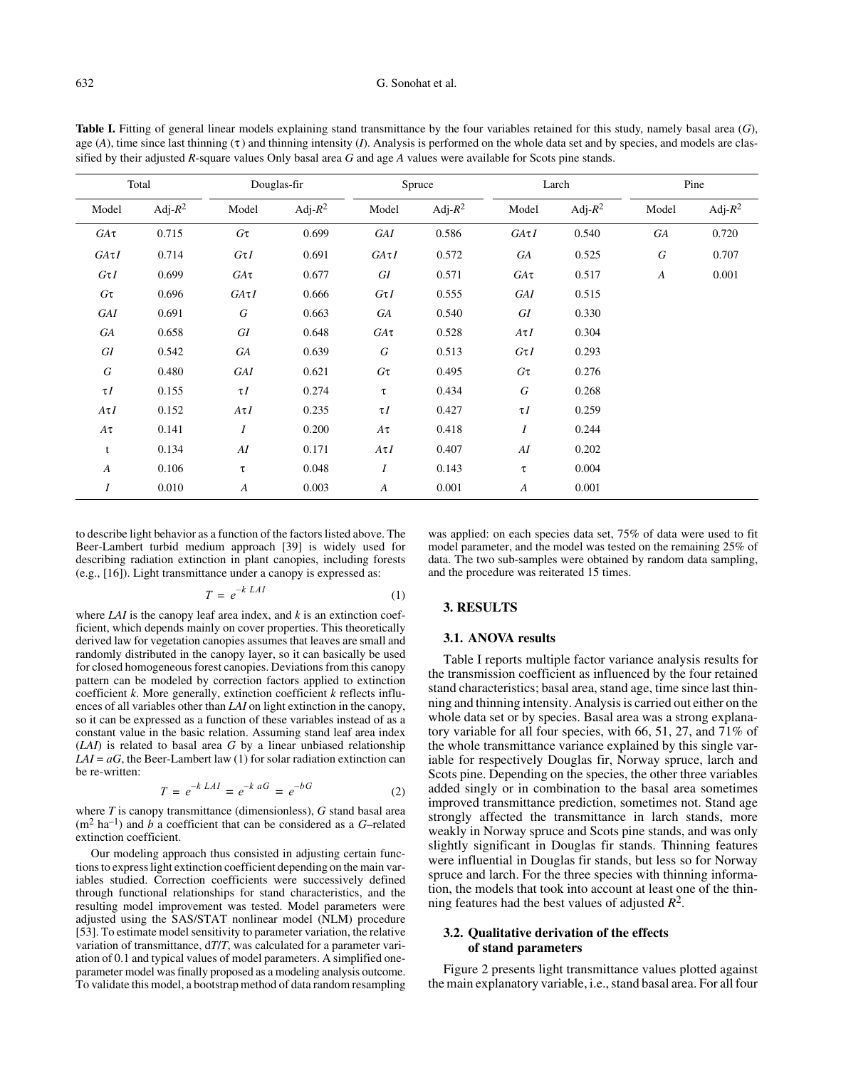**Table I.** Fitting of general linear models explaining stand transmittance by the four variables retained for this study, namely basal area ($G$), age ($A$), time since last thinning ($\tau$) and thinning intensity ($I$). Analysis is performed on the whole data set and by species, and models are classified by their adjusted $R$-square values Only basal area $G$ and age $A$ values were available for Scots pine stands.

| Total | | Douglas-fir | | Spruce | | Larch | | Pine | |
|---|---|---|---|---|---|---|---|---|---|
| Model | Adj-$R^2$ | Model | Adj-$R^2$ | Model | Adj-$R^2$ | Model | Adj-$R^2$ | Model | Adj-$R^2$ |
| $GA\tau$ | 0.715 | $G\tau$ | 0.699 | $GAI$ | 0.586 | $GA\tau I$ | 0.540 | $GA$ | 0.720 |
| $GA\tau I$ | 0.714 | $G\tau I$ | 0.691 | $GA\tau I$ | 0.572 | $GA$ | 0.525 | $G$ | 0.707 |
| $G\tau I$ | 0.699 | $GA\tau$ | 0.677 | $GI$ | 0.571 | $GA\tau$ | 0.517 | $A$ | 0.001 |
| $G\tau$ | 0.696 | $GA\tau I$ | 0.666 | $G\tau I$ | 0.555 | $GAI$ | 0.515 | | |
| $GAI$ | 0.691 | $G$ | 0.663 | $GA$ | 0.540 | $GI$ | 0.330 | | |
| $GA$ | 0.658 | $GI$ | 0.648 | $GA\tau$ | 0.528 | $A\tau I$ | 0.304 | | |
| $GI$ | 0.542 | $GA$ | 0.639 | $G$ | 0.513 | $G\tau I$ | 0.293 | | |
| $G$ | 0.480 | $GAI$ | 0.621 | $G\tau$ | 0.495 | $G\tau$ | 0.276 | | |
| $\tau I$ | 0.155 | $\tau I$ | 0.274 | $\tau$ | 0.434 | $G$ | 0.268 | | |
| $A\tau I$ | 0.152 | $A\tau I$ | 0.235 | $\tau I$ | 0.427 | $\tau I$ | 0.259 | | |
| $A\tau$ | 0.141 | $I$ | 0.200 | $A\tau$ | 0.418 | $I$ | 0.244 | | |
| t | 0.134 | $AI$ | 0.171 | $A\tau I$ | 0.407 | $AI$ | 0.202 | | |
| $A$ | 0.106 | $\tau$ | 0.048 | $I$ | 0.143 | $\tau$ | 0.004 | | |
| $I$ | 0.010 | $A$ | 0.003 | $A$ | 0.001 | $A$ | 0.001 | | |

to describe light behavior as a function of the factors listed above. The Beer-Lambert turbid medium approach [39] is widely used for describing radiation extinction in plant canopies, including forests (e.g., [16]). Light transmittance under a canopy is expressed as:

$$T = e^{-k\ LAI} \tag{1}$$

where $LAI$ is the canopy leaf area index, and $k$ is an extinction coefficient, which depends mainly on cover properties. This theoretically derived law for vegetation canopies assumes that leaves are small and randomly distributed in the canopy layer, so it can basically be used for closed homogeneous forest canopies. Deviations from this canopy pattern can be modeled by correction factors applied to extinction coefficient $k$. More generally, extinction coefficient $k$ reflects influences of all variables other than $LAI$ on light extinction in the canopy, so it can be expressed as a function of these variables instead of as a constant value in the basic relation. Assuming stand leaf area index ($LAI$) is related to basal area $G$ by a linear unbiased relationship $LAI = aG$, the Beer-Lambert law (1) for solar radiation extinction can be re-written:

$$T = e^{-k\ LAI} = e^{-k\ aG} = e^{-bG} \tag{2}$$

where $T$ is canopy transmittance (dimensionless), $G$ stand basal area ($m^2\ ha^{-1}$) and $b$ a coefficient that can be considered as a $G$–related extinction coefficient.

Our modeling approach thus consisted in adjusting certain functions to express light extinction coefficient depending on the main variables studied. Correction coefficients were successively defined through functional relationships for stand characteristics, and the resulting model improvement was tested. Model parameters were adjusted using the SAS/STAT nonlinear model (NLM) procedure [53]. To estimate model sensitivity to parameter variation, the relative variation of transmittance, $dT/T$, was calculated for a parameter variation of 0.1 and typical values of model parameters. A simplified one-parameter model was finally proposed as a modeling analysis outcome. To validate this model, a bootstrap method of data random resampling was applied: on each species data set, 75% of data were used to fit model parameter, and the model was tested on the remaining 25% of data. The two sub-samples were obtained by random data sampling, and the procedure was reiterated 15 times.

## 3. RESULTS

### 3.1. ANOVA results

Table I reports multiple factor variance analysis results for the transmission coefficient as influenced by the four retained stand characteristics; basal area, stand age, time since last thinning and thinning intensity. Analysis is carried out either on the whole data set or by species. Basal area was a strong explanatory variable for all four species, with 66, 51, 27, and 71% of the whole transmittance variance explained by this single variable for respectively Douglas fir, Norway spruce, larch and Scots pine. Depending on the species, the other three variables added singly or in combination to the basal area sometimes improved transmittance prediction, sometimes not. Stand age strongly affected the transmittance in larch stands, more weakly in Norway spruce and Scots pine stands, and was only slightly significant in Douglas fir stands. Thinning features were influential in Douglas fir stands, but less so for Norway spruce and larch. For the three species with thinning information, the models that took into account at least one of the thinning features had the best values of adjusted $R^2$.

### 3.2. Qualitative derivation of the effects of stand parameters

Figure 2 presents light transmittance values plotted against the main explanatory variable, i.e., stand basal area. For all four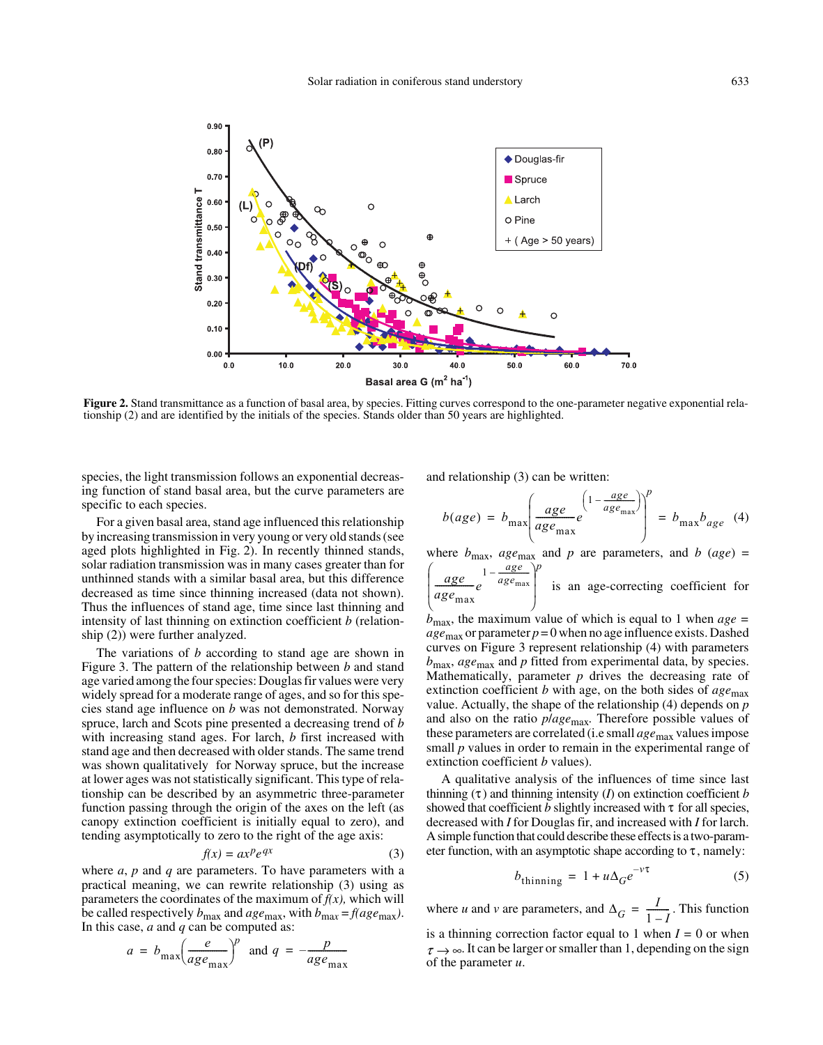**Figure 2.** Stand transmittance as a function of basal area, by species. Fitting curves correspond to the one-parameter negative exponential relationship (2) and are identified by the initials of the species. Stands older than 50 years are highlighted.

species, the light transmission follows an exponential decreasing function of stand basal area, but the curve parameters are specific to each species.

For a given basal area, stand age influenced this relationship by increasing transmission in very young or very old stands (see aged plots highlighted in Fig. 2). In recently thinned stands, solar radiation transmission was in many cases greater than for unthinned stands with a similar basal area, but this difference decreased as time since thinning increased (data not shown). Thus the influences of stand age, time since last thinning and intensity of last thinning on extinction coefficient $b$ (relationship (2)) were further analyzed.

The variations of $b$ according to stand age are shown in Figure 3. The pattern of the relationship between $b$ and stand age varied among the four species: Douglas fir values were very widely spread for a moderate range of ages, and so for this species stand age influence on $b$ was not demonstrated. Norway spruce, larch and Scots pine presented a decreasing trend of $b$ with increasing stand ages. For larch, $b$ first increased with stand age and then decreased with older stands. The same trend was shown qualitatively for Norway spruce, but the increase at lower ages was not statistically significant. This type of relationship can be described by an asymmetric three-parameter function passing through the origin of the axes on the left (as canopy extinction coefficient is initially equal to zero), and tending asymptotically to zero to the right of the age axis:

$$f(x) = ax^p e^{qx} \tag{3}$$

where $a$, $p$ and $q$ are parameters. To have parameters with a practical meaning, we can rewrite relationship (3) using as parameters the coordinates of the maximum of $f(x)$, which will be called respectively $b_{max}$ and $age_{max}$, with $b_{max} = f(age_{max})$. In this case, $a$ and $q$ can be computed as:

$$a = b_{max}\left(\frac{e}{age_{max}}\right)^p \text{ and } q = -\frac{p}{age_{max}}$$

and relationship (3) can be written:

$$b(age) = b_{max}\left(\frac{age}{age_{max}}e^{\left(1-\frac{age}{age_{max}}\right)}\right)^p = b_{max}b_{age} \tag{4}$$

where $b_{max}$, $age_{max}$ and $p$ are parameters, and $b\,(age) = \left(\frac{age}{age_{max}}e^{1-\frac{age}{age_{max}}}\right)^p$ is an age-correcting coefficient for $b_{max}$, the maximum value of which is equal to 1 when $age = age_{max}$ or parameter $p = 0$ when no age influence exists. Dashed curves on Figure 3 represent relationship (4) with parameters $b_{max}$, $age_{max}$ and $p$ fitted from experimental data, by species. Mathematically, parameter $p$ drives the decreasing rate of extinction coefficient $b$ with age, on the both sides of $age_{max}$ value. Actually, the shape of the relationship (4) depends on $p$ and also on the ratio $p/age_{max}$. Therefore possible values of these parameters are correlated (i.e small $age_{max}$ values impose small $p$ values in order to remain in the experimental range of extinction coefficient $b$ values).

A qualitative analysis of the influences of time since last thinning ($\tau$) and thinning intensity ($I$) on extinction coefficient $b$ showed that coefficient $b$ slightly increased with $\tau$ for all species, decreased with $I$ for Douglas fir, and increased with $I$ for larch. A simple function that could describe these effects is a two-parameter function, with an asymptotic shape according to $\tau$, namely:

$$b_{thinning} = 1 + u\Delta_G e^{-v\tau} \tag{5}$$

where $u$ and $v$ are parameters, and $\Delta_G = \frac{I}{1-I}$. This function is a thinning correction factor equal to 1 when $I = 0$ or when $\tau \to \infty$. It can be larger or smaller than 1, depending on the sign of the parameter $u$.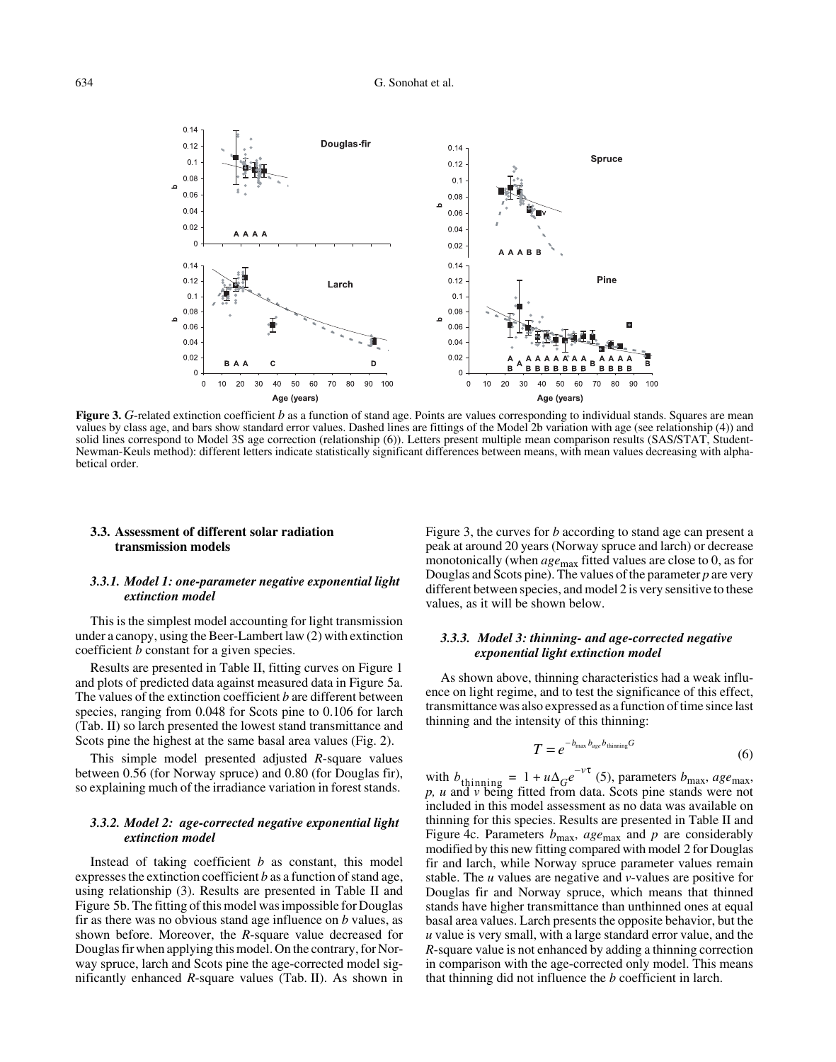**Figure 3.** *G*-related extinction coefficient *b* as a function of stand age. Points are values corresponding to individual stands. Squares are mean values by class age, and bars show standard error values. Dashed lines are fittings of the Model 2b variation with age (see relationship (4)) and solid lines correspond to Model 3S age correction (relationship (6)). Letters present multiple mean comparison results (SAS/STAT, Student-Newman-Keuls method): different letters indicate statistically significant differences between means, with mean values decreasing with alphabetical order.

### 3.3. Assessment of different solar radiation transmission models

#### *3.3.1. Model 1: one-parameter negative exponential light extinction model*

This is the simplest model accounting for light transmission under a canopy, using the Beer-Lambert law (2) with extinction coefficient *b* constant for a given species.

Results are presented in Table II, fitting curves on Figure 1 and plots of predicted data against measured data in Figure 5a. The values of the extinction coefficient *b* are different between species, ranging from 0.048 for Scots pine to 0.106 for larch (Tab. II) so larch presented the lowest stand transmittance and Scots pine the highest at the same basal area values (Fig. 2).

This simple model presented adjusted *R*-square values between 0.56 (for Norway spruce) and 0.80 (for Douglas fir), so explaining much of the irradiance variation in forest stands.

#### *3.3.2. Model 2: age-corrected negative exponential light extinction model*

Instead of taking coefficient *b* as constant, this model expresses the extinction coefficient *b* as a function of stand age, using relationship (3). Results are presented in Table II and Figure 5b. The fitting of this model was impossible for Douglas fir as there was no obvious stand age influence on *b* values, as shown before. Moreover, the *R*-square value decreased for Douglas fir when applying this model. On the contrary, for Norway spruce, larch and Scots pine the age-corrected model significantly enhanced *R*-square values (Tab. II). As shown in Figure 3, the curves for *b* according to stand age can present a peak at around 20 years (Norway spruce and larch) or decrease monotonically (when $age_{max}$ fitted values are close to 0, as for Douglas and Scots pine). The values of the parameter *p* are very different between species, and model 2 is very sensitive to these values, as it will be shown below.

#### *3.3.3. Model 3: thinning- and age-corrected negative exponential light extinction model*

As shown above, thinning characteristics had a weak influence on light regime, and to test the significance of this effect, transmittance was also expressed as a function of time since last thinning and the intensity of this thinning:

$$T = e^{-b_{max} b_{age} b_{thinning} G} \tag{6}$$

with $b_{thinning} = 1 + u\Delta_G e^{-v\tau}$ (5), parameters $b_{max}$, $age_{max}$, *p, u* and *v* being fitted from data. Scots pine stands were not included in this model assessment as no data was available on thinning for this species. Results are presented in Table II and Figure 4c. Parameters $b_{max}$, $age_{max}$ and *p* are considerably modified by this new fitting compared with model 2 for Douglas fir and larch, while Norway spruce parameter values remain stable. The *u* values are negative and *v*-values are positive for Douglas fir and Norway spruce, which means that thinned stands have higher transmittance than unthinned ones at equal basal area values. Larch presents the opposite behavior, but the *u* value is very small, with a large standard error value, and the *R*-square value is not enhanced by adding a thinning correction in comparison with the age-corrected only model. This means that thinning did not influence the *b* coefficient in larch.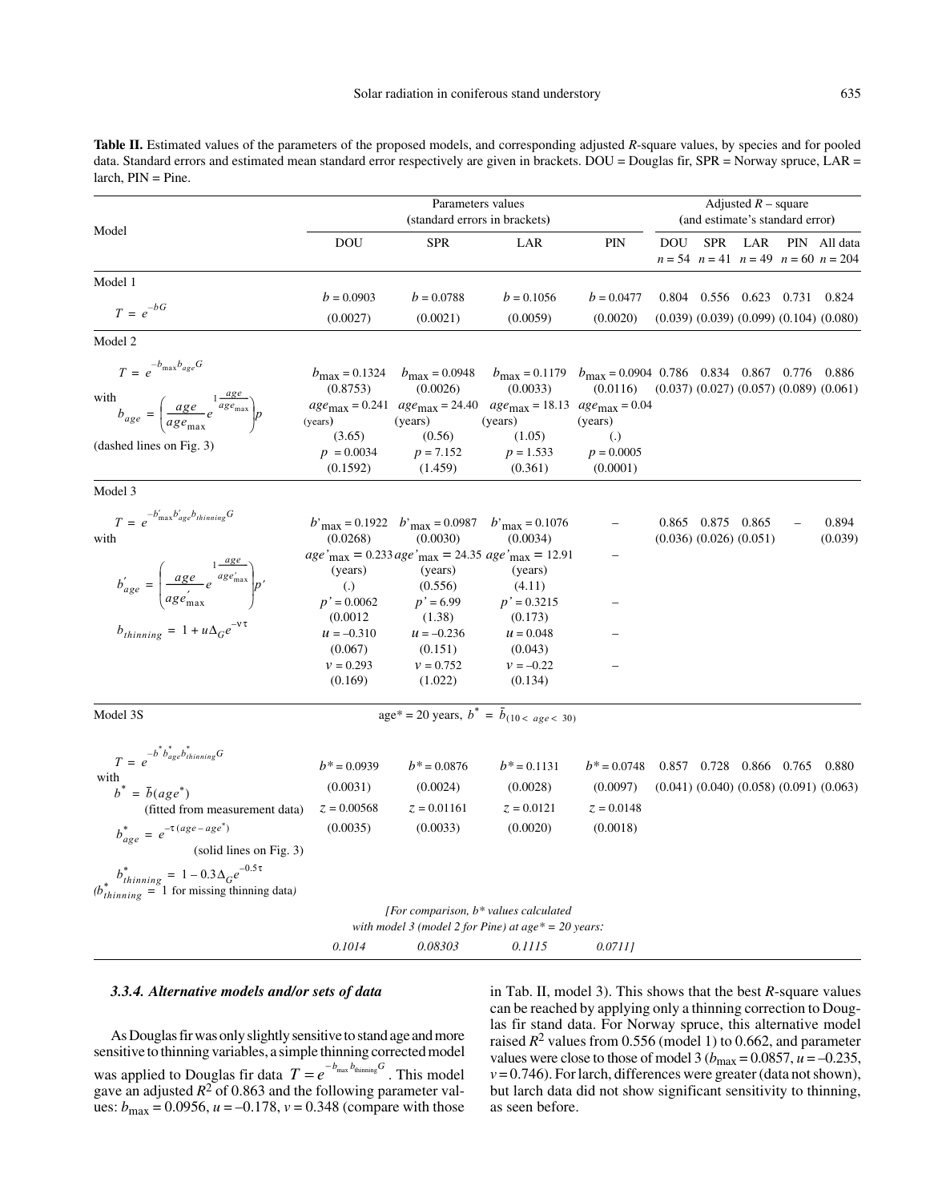**Table II.** Estimated values of the parameters of the proposed models, and corresponding adjusted *R*-square values, by species and for pooled data. Standard errors and estimated mean standard error respectively are given in brackets. DOU = Douglas fir, SPR = Norway spruce, LAR = larch, PIN = Pine.

| Model | Parameters values (standard errors in brackets) | | | | Adjusted $R$ – square (and estimate's standard error) | | | | |
|---|---|---|---|---|---|---|---|---|---|
| | DOU | SPR | LAR | PIN | DOU $n = 54$ | SPR $n = 41$ | LAR $n = 49$ | PIN $n = 60$ | All data $n = 204$ |
| **Model 1** | | | | | | | | | |
| $T = e^{-bG}$ | $b = 0.0903$ (0.0027) | $b = 0.0788$ (0.0021) | $b = 0.1056$ (0.0059) | $b = 0.0477$ (0.0020) | 0.804 (0.039) | 0.556 (0.039) | 0.623 (0.099) | 0.731 (0.104) | 0.824 (0.080) |
| **Model 2** | | | | | | | | | |
| $T = e^{-b_{\max} b_{age} G}$ with $b_{age} = \left(\frac{age}{age_{\max}} e^{1 - \frac{age}{age_{\max}}}\right)^{p}$ (dashed lines on Fig. 3) | $b_{\max} = 0.1324$ (0.8753); $age_{\max} = 0.241$ (years) (3.65); $p = 0.0034$ (0.1592) | $b_{\max} = 0.0948$ (0.0026); $age_{\max} = 24.40$ (years) (0.56); $p = 7.152$ (1.459) | $b_{\max} = 0.1179$ (0.0033); $age_{\max} = 18.13$ (years) (1.05); $p = 1.533$ (0.361) | $b_{\max} = 0.0904$ (0.0116); $age_{\max} = 0.04$ (years) (.); $p = 0.0005$ (0.0001) | 0.786 (0.037) | 0.834 (0.027) | 0.867 (0.057) | 0.776 (0.089) | 0.886 (0.061) |
| **Model 3** | | | | | | | | | |
| $T = e^{-b'_{\max} b'_{age} b_{thinning} G}$ with $b'_{age} = \left(\frac{age}{age'_{\max}} e^{1 - \frac{age}{age'_{\max}}}\right)^{p'}$; $b_{thinning} = 1 + u\Delta_G e^{-v\tau}$ | $b'_{\max} = 0.1922$ (0.0268); $age'_{\max} = 0.233$ (years) (.); $p' = 0.0062$ (0.0012; $u = -0.310$ (0.067); $v = 0.293$ (0.169) | $b'_{\max} = 0.0987$ (0.0030); $age'_{\max} = 24.35$ (years) (0.556); $p' = 6.99$ (1.38); $u = -0.236$ (0.151); $v = 0.752$ (1.022) | $b'_{\max} = 0.1076$ (0.0034); $age'_{\max} = 12.91$ (years) (4.11); $p' = 0.3215$ (0.173); $u = 0.048$ (0.043); $v = -0.22$ (0.134) | – | 0.865 (0.036) | 0.875 (0.026) | 0.865 (0.051) | – | 0.894 (0.039) |
| **Model 3S** | age* = 20 years, $b^* = \bar{b}_{(10 < age < 30)}$ | | | | | | | | |
| $T = e^{-b^* b^*_{age} b^*_{thinning} G}$ with $b^* = \bar{b}(age^*)$ (fitted from measurement data); $b^*_{age} = e^{-\tau(age - age^*)}$ (solid lines on Fig. 3); $b^*_{thinning} = 1 - 0.3\Delta_G e^{-0.5\tau}$ ($b^*_{thinning} = 1$ for missing thinning data) | $b^* = 0.0939$ (0.0031); $z = 0.00568$ (0.0035) | $b^* = 0.0876$ (0.0024); $z = 0.01161$ (0.0033) | $b^* = 0.1131$ (0.0028); $z = 0.0121$ (0.0020) | $b^* = 0.0748$ (0.0097); $z = 0.0148$ (0.0018) | 0.857 (0.041) | 0.728 (0.040) | 0.866 (0.058) | 0.765 (0.091) | 0.880 (0.063) |
| *[For comparison, b\* values calculated with model 3 (model 2 for Pine) at age\* = 20 years:* | *0.1014* | *0.08303* | *0.1115* | *0.0711]* | | | | | |

### *3.3.4. Alternative models and/or sets of data*

As Douglas fir was only slightly sensitive to stand age and more sensitive to thinning variables, a simple thinning corrected model was applied to Douglas fir data $T = e^{-b_{\max} b_{\text{thinning}} G}$. This model gave an adjusted $R^2$ of 0.863 and the following parameter values: $b_{\max} = 0.0956$, $u = -0.178$, $v = 0.348$ (compare with those in Tab. II, model 3). This shows that the best *R*-square values can be reached by applying only a thinning correction to Douglas fir stand data. For Norway spruce, this alternative model raised $R^2$ values from 0.556 (model 1) to 0.662, and parameter values were close to those of model 3 ($b_{\max} = 0.0857$, $u = -0.235$, $v = 0.746$). For larch, differences were greater (data not shown), but larch data did not show significant sensitivity to thinning, as seen before.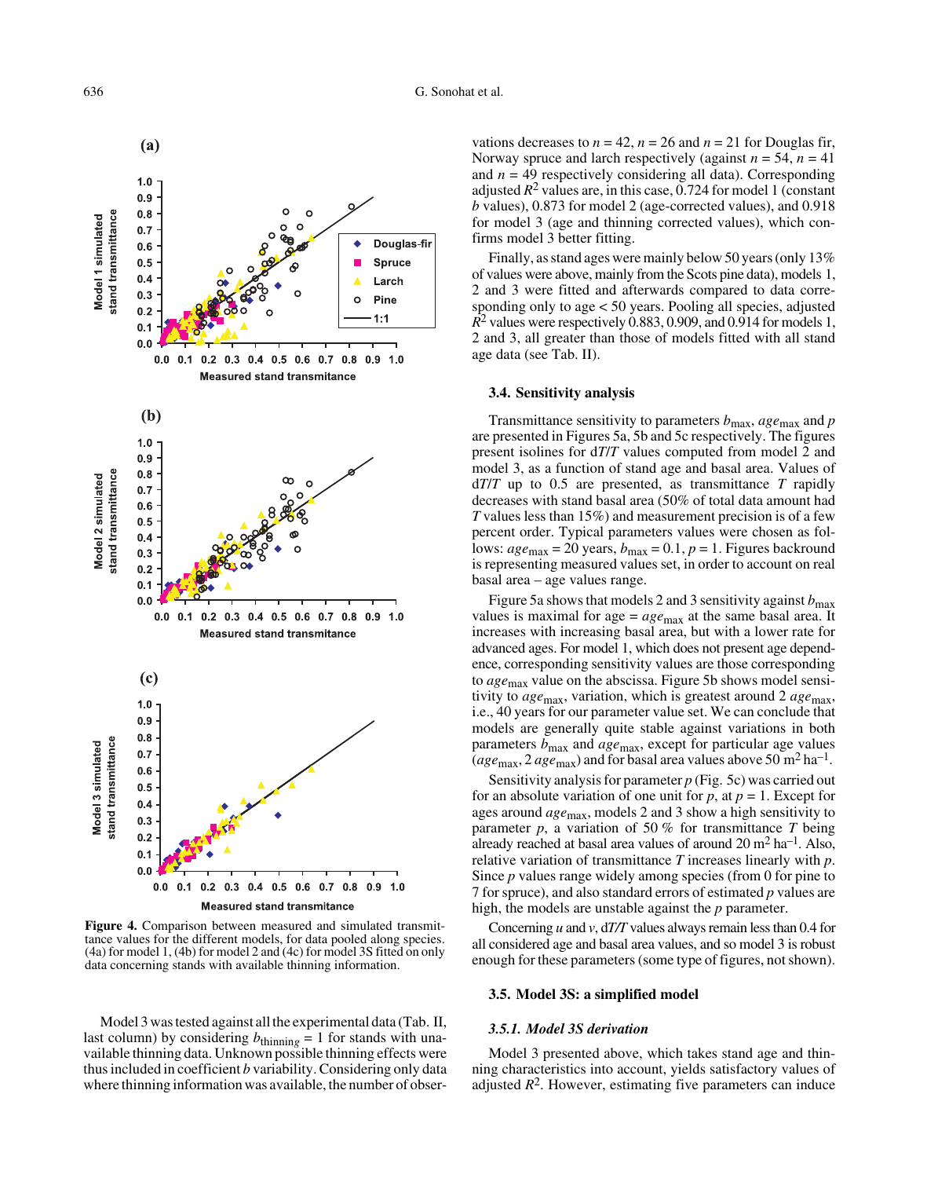Figure 4. Comparison between measured and simulated transmittance values for the different models, for data pooled along species. (4a) for model 1, (4b) for model 2 and (4c) for model 3S fitted on only data concerning stands with available thinning information.

Model 3 was tested against all the experimental data (Tab. II, last column) by considering $b_{thinning} = 1$ for stands with unavailable thinning data. Unknown possible thinning effects were thus included in coefficient $b$ variability. Considering only data where thinning information was available, the number of observations decreases to $n = 42$, $n = 26$ and $n = 21$ for Douglas fir, Norway spruce and larch respectively (against $n = 54$, $n = 41$ and $n = 49$ respectively considering all data). Corresponding adjusted $R^2$ values are, in this case, 0.724 for model 1 (constant $b$ values), 0.873 for model 2 (age-corrected values), and 0.918 for model 3 (age and thinning corrected values), which confirms model 3 better fitting.

Finally, as stand ages were mainly below 50 years (only 13% of values were above, mainly from the Scots pine data), models 1, 2 and 3 were fitted and afterwards compared to data corresponding only to age < 50 years. Pooling all species, adjusted $R^2$ values were respectively 0.883, 0.909, and 0.914 for models 1, 2 and 3, all greater than those of models fitted with all stand age data (see Tab. II).

### 3.4. Sensitivity analysis

Transmittance sensitivity to parameters $b_{max}$, $age_{max}$ and $p$ are presented in Figures 5a, 5b and 5c respectively. The figures present isolines for $dT/T$ values computed from model 2 and model 3, as a function of stand age and basal area. Values of $dT/T$ up to 0.5 are presented, as transmittance $T$ rapidly decreases with stand basal area (50% of total data amount had $T$ values less than 15%) and measurement precision is of a few percent order. Typical parameters values were chosen as follows: $age_{max} = 20$ years, $b_{max} = 0.1$, $p = 1$. Figures backround is representing measured values set, in order to account on real basal area – age values range.

Figure 5a shows that models 2 and 3 sensitivity against $b_{max}$ values is maximal for age = $age_{max}$ at the same basal area. It increases with increasing basal area, but with a lower rate for advanced ages. For model 1, which does not present age dependence, corresponding sensitivity values are those corresponding to $age_{max}$ value on the abscissa. Figure 5b shows model sensitivity to $age_{max}$ variation, which is greatest around 2 $age_{max}$, i.e., 40 years for our parameter value set. We can conclude that models are generally quite stable against variations in both parameters $b_{max}$ and $age_{max}$, except for particular age values ($age_{max}$, 2 $age_{max}$) and for basal area values above 50 $m^2$ $ha^{-1}$.

Sensitivity analysis for parameter $p$ (Fig. 5c) was carried out for an absolute variation of one unit for $p$, at $p = 1$. Except for ages around $age_{max}$, models 2 and 3 show a high sensitivity to parameter $p$, a variation of 50 % for transmittance $T$ being already reached at basal area values of around 20 $m^2$ $ha^{-1}$. Also, relative variation of transmittance $T$ increases linearly with $p$. Since $p$ values range widely among species (from 0 for pine to 7 for spruce), and also standard errors of estimated $p$ values are high, the models are unstable against the $p$ parameter.

Concerning $u$ and $v$, $dT/T$ values always remain less than 0.4 for all considered age and basal area values, and so model 3 is robust enough for these parameters (some type of figures, not shown).

### 3.5. Model 3S: a simplified model

#### 3.5.1. Model 3S derivation

Model 3 presented above, which takes stand age and thinning characteristics into account, yields satisfactory values of adjusted $R^2$. However, estimating five parameters can induce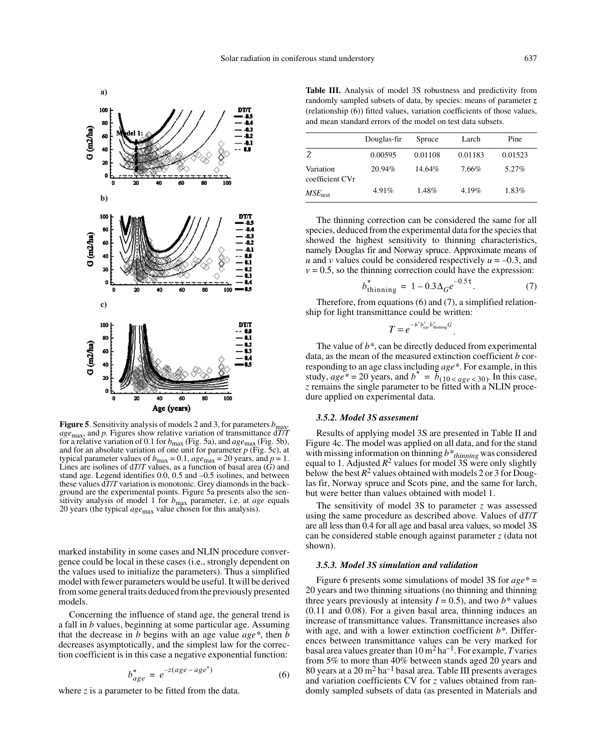**Figure 5**. Sensitivity analysis of models 2 and 3, for parameters $b_{\max}$, $age_{\max}$, and $p$. Figures show relative variation of transmittance d$T$/$T$ for a relative variation of 0.1 for $b_{\max}$ (Fig. 5a), and $age_{\max}$ (Fig. 5b), and for an absolute variation of one unit for parameter $p$ (Fig. 5c), at typical parameter values of $b_{\max} = 0.1$, $age_{\max} = 20$ years, and $p = 1$. Lines are isolines of d$T$/$T$ values, as a function of basal area ($G$) and stand age. Legend identifies 0.0, 0.5 and –0.5 isolines, and between these values d$T$/$T$ variation is monotonic. Grey diamonds in the background are the experimental points. Figure 5a presents also the sensitivity analysis of model 1 for $b_{\max}$ parameter, i.e. at *age* equals 20 years (the typical $age_{\max}$ value chosen for this analysis).

marked instability in some cases and NLIN procedure convergence could be local in these cases (i.e., strongly dependent on the values used to initialize the parameters). Thus a simplified model with fewer parameters would be useful. It will be derived from some general traits deduced from the previously presented models.

Concerning the influence of stand age, the general trend is a fall in $b$ values, beginning at some particular age. Assuming that the decrease in $b$ begins with an age value $age^*$, then $b$ decreases asymptotically, and the simplest law for the correction coefficient is in this case a negative exponential function:

$$b^*_{age} = e^{-z(age - age^*)} \tag{6}$$

where $z$ is a parameter to be fitted from the data.

**Table III.** Analysis of model 3S robustness and predictivity from randomly sampled subsets of data, by species: means of parameter $z$ (relationship (6)) fitted values, variation coefficients of those values, and mean standard errors of the model on test data subsets.

| | Douglas-fir | Spruce | Larch | Pine |
|---|---|---|---|---|
| $\bar{Z}$ | 0.00595 | 0.01108 | 0.01183 | 0.01523 |
| Variation coefficient CVr | 20.94% | 14.64% | 7.66% | 5.27% |
| $MSE_{\text{test}}$ | 4.91% | 1.48% | 4.19% | 1.83% |

The thinning correction can be considered the same for all species, deduced from the experimental data for the species that showed the highest sensitivity to thinning characteristics, namely Douglas fir and Norway spruce. Approximate means of $u$ and $v$ values could be considered respectively $u = -0.3$, and $v = 0.5$, so the thinning correction could have the expression:

$$b^*_{\text{thinning}} = 1 - 0.3\Delta_G e^{-0.5\tau}. \tag{7}$$

Therefore, from equations (6) and (7), a simplified relationship for light transmittance could be written:

$$T = e^{-b^* b^*_{age} b^*_{\text{thinning}} G}.$$

The value of $b^*$, can be directly deduced from experimental data, as the mean of the measured extinction coefficient $b$ corresponding to an age class including $age^*$. For example, in this study, $age^* = 20$ years, and $b^* = \bar{b}_{(10 < age < 30)}$. In this case, $z$ remains the single parameter to be fitted with a NLIN procedure applied on experimental data.

### 3.5.2. Model 3S assesment

Results of applying model 3S are presented in Table II and Figure 4c. The model was applied on all data, and for the stand with missing information on thinning $b^*_{thinning}$ was considered equal to 1. Adjusted $R^2$ values for model 3S were only slightly below the best $R^2$ values obtained with models 2 or 3 for Douglas fir, Norway spruce and Scots pine, and the same for larch, but were better than values obtained with model 1.

The sensitivity of model 3S to parameter $z$ was assessed using the same procedure as described above. Values of d$T$/$T$ are all less than 0.4 for all age and basal area values, so model 3S can be considered stable enough against parameter $z$ (data not shown).

### 3.5.3. Model 3S simulation and validation

Figure 6 presents some simulations of model 3S for $age^* = 20$ years and two thinning situations (no thinning and thinning three years previously at intensity $I = 0.5$), and two $b^*$ values (0.11 and 0.08). For a given basal area, thinning induces an increase of transmittance values. Transmittance increases also with age, and with a lower extinction coefficient $b^*$. Differences between transmittance values can be very marked for basal area values greater than 10 $m^2\,ha^{-1}$. For example, $T$ varies from 5% to more than 40% between stands aged 20 years and 80 years at a 20 $m^2\,ha^{-1}$ basal area. Table III presents averages and variation coefficients CV for $z$ values obtained from randomly sampled subsets of data (as presented in Materials and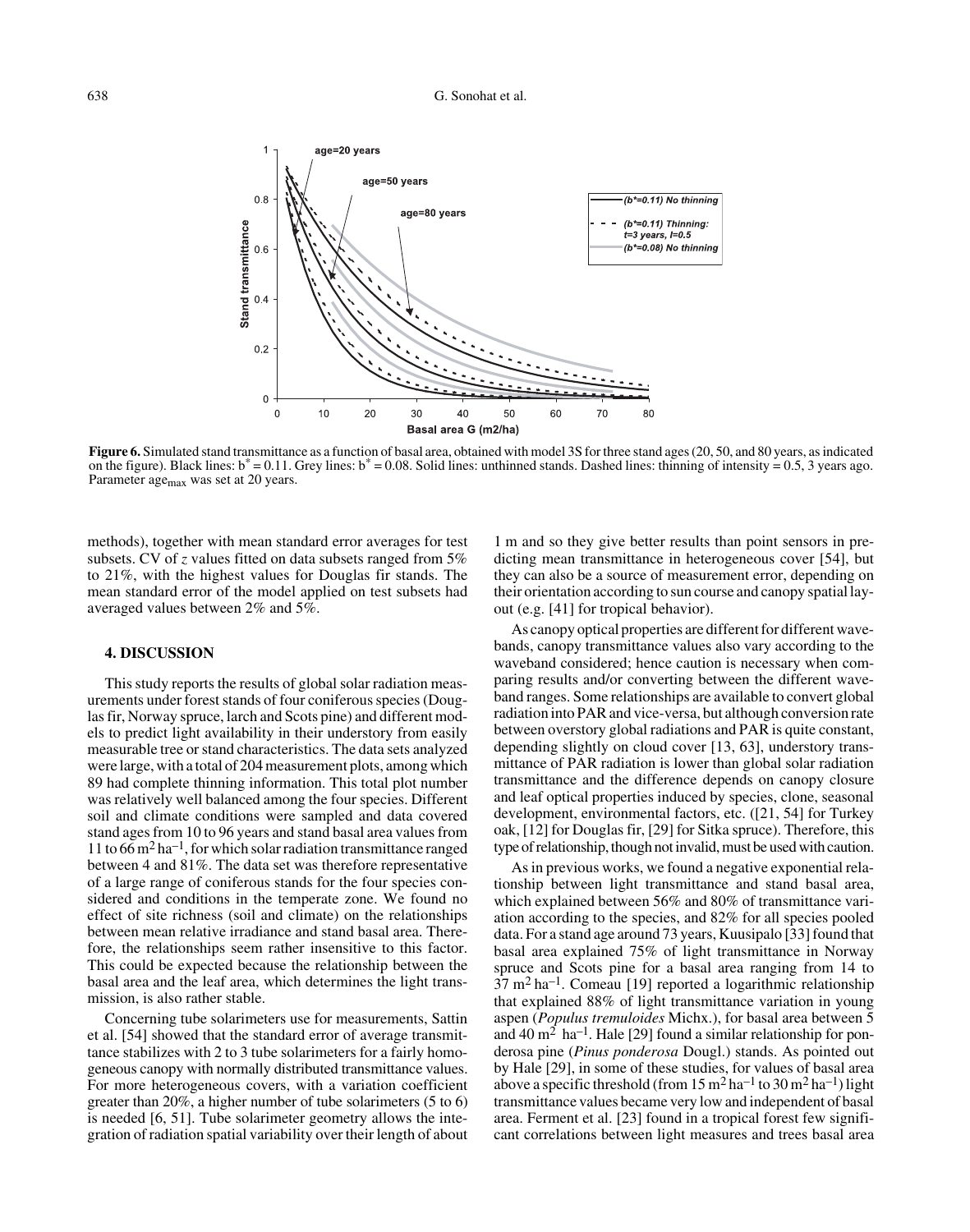**Figure 6.** Simulated stand transmittance as a function of basal area, obtained with model 3S for three stand ages (20, 50, and 80 years, as indicated on the figure). Black lines: $b^* = 0.11$. Grey lines: $b^* = 0.08$. Solid lines: unthinned stands. Dashed lines: thinning of intensity = 0.5, 3 years ago. Parameter $age_{max}$ was set at 20 years.

methods), together with mean standard error averages for test subsets. CV of *z* values fitted on data subsets ranged from 5% to 21%, with the highest values for Douglas fir stands. The mean standard error of the model applied on test subsets had averaged values between 2% and 5%.

## 4. DISCUSSION

This study reports the results of global solar radiation measurements under forest stands of four coniferous species (Douglas fir, Norway spruce, larch and Scots pine) and different models to predict light availability in their understory from easily measurable tree or stand characteristics. The data sets analyzed were large, with a total of 204 measurement plots, among which 89 had complete thinning information. This total plot number was relatively well balanced among the four species. Different soil and climate conditions were sampled and data covered stand ages from 10 to 96 years and stand basal area values from 11 to 66 $m^2\,ha^{-1}$, for which solar radiation transmittance ranged between 4 and 81%. The data set was therefore representative of a large range of coniferous stands for the four species considered and conditions in the temperate zone. We found no effect of site richness (soil and climate) on the relationships between mean relative irradiance and stand basal area. Therefore, the relationships seem rather insensitive to this factor. This could be expected because the relationship between the basal area and the leaf area, which determines the light transmission, is also rather stable.

Concerning tube solarimeters use for measurements, Sattin et al. [54] showed that the standard error of average transmittance stabilizes with 2 to 3 tube solarimeters for a fairly homogeneous canopy with normally distributed transmittance values. For more heterogeneous covers, with a variation coefficient greater than 20%, a higher number of tube solarimeters (5 to 6) is needed [6, 51]. Tube solarimeter geometry allows the integration of radiation spatial variability over their length of about 1 m and so they give better results than point sensors in predicting mean transmittance in heterogeneous cover [54], but they can also be a source of measurement error, depending on their orientation according to sun course and canopy spatial layout (e.g. [41] for tropical behavior).

As canopy optical properties are different for different wavebands, canopy transmittance values also vary according to the waveband considered; hence caution is necessary when comparing results and/or converting between the different waveband ranges. Some relationships are available to convert global radiation into PAR and vice-versa, but although conversion rate between overstory global radiations and PAR is quite constant, depending slightly on cloud cover [13, 63], understory transmittance of PAR radiation is lower than global solar radiation transmittance and the difference depends on canopy closure and leaf optical properties induced by species, clone, seasonal development, environmental factors, etc. ([21, 54] for Turkey oak, [12] for Douglas fir, [29] for Sitka spruce). Therefore, this type of relationship, though not invalid, must be used with caution.

As in previous works, we found a negative exponential relationship between light transmittance and stand basal area, which explained between 56% and 80% of transmittance variation according to the species, and 82% for all species pooled data. For a stand age around 73 years, Kuusipalo [33] found that basal area explained 75% of light transmittance in Norway spruce and Scots pine for a basal area ranging from 14 to 37 $m^2\,ha^{-1}$. Comeau [19] reported a logarithmic relationship that explained 88% of light transmittance variation in young aspen (*Populus tremuloides* Michx.), for basal area between 5 and 40 $m^2\,ha^{-1}$. Hale [29] found a similar relationship for ponderosa pine (*Pinus ponderosa* Dougl.) stands. As pointed out by Hale [29], in some of these studies, for values of basal area above a specific threshold (from 15 $m^2\,ha^{-1}$ to 30 $m^2\,ha^{-1}$) light transmittance values became very low and independent of basal area. Ferment et al. [23] found in a tropical forest few significant correlations between light measures and trees basal area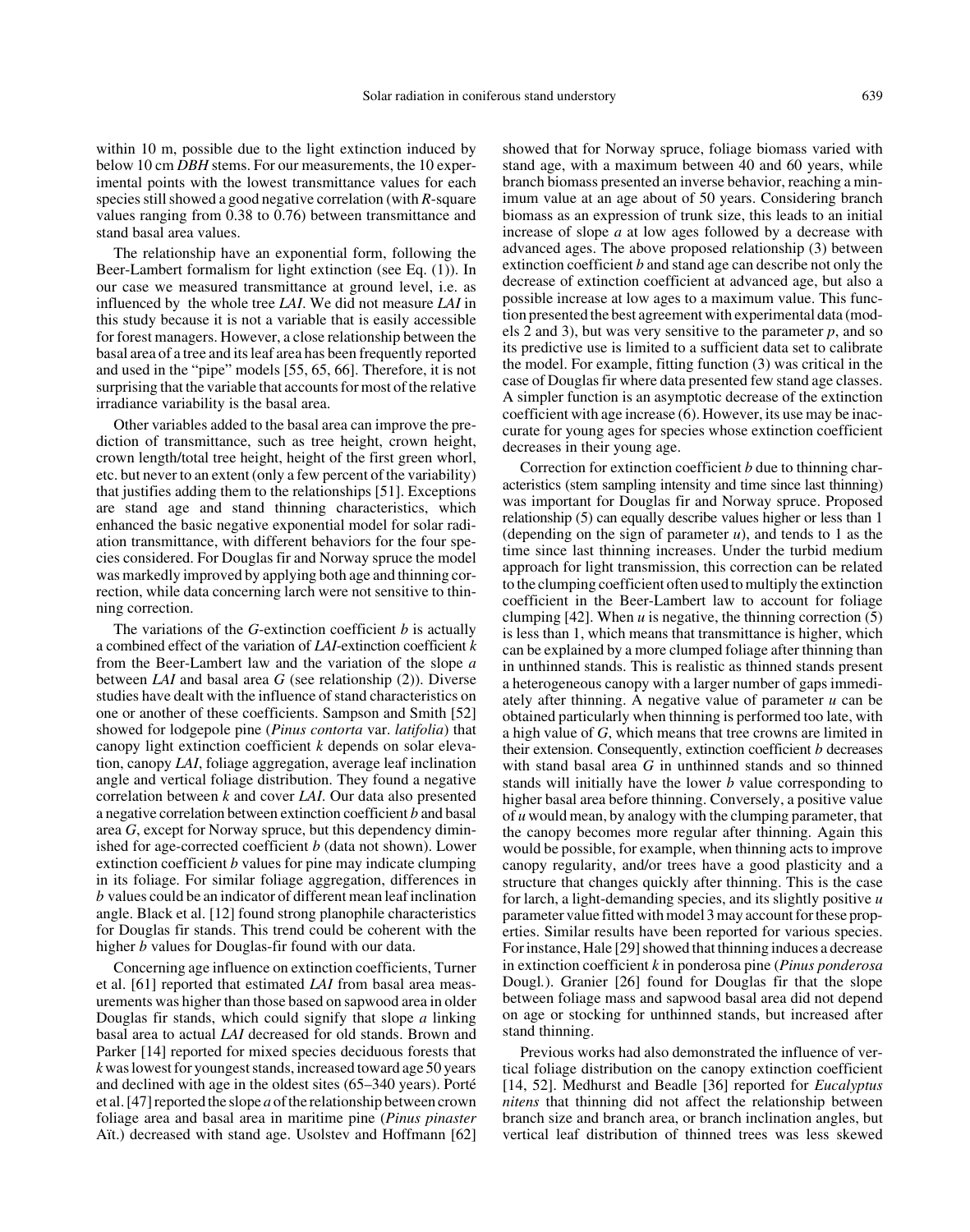within 10 m, possible due to the light extinction induced by below 10 cm *DBH* stems. For our measurements, the 10 experimental points with the lowest transmittance values for each species still showed a good negative correlation (with $R$-square values ranging from 0.38 to 0.76) between transmittance and stand basal area values.

The relationship have an exponential form, following the Beer-Lambert formalism for light extinction (see Eq. (1)). In our case we measured transmittance at ground level, i.e. as influenced by the whole tree *LAI*. We did not measure *LAI* in this study because it is not a variable that is easily accessible for forest managers. However, a close relationship between the basal area of a tree and its leaf area has been frequently reported and used in the "pipe" models [55, 65, 66]. Therefore, it is not surprising that the variable that accounts for most of the relative irradiance variability is the basal area.

Other variables added to the basal area can improve the prediction of transmittance, such as tree height, crown height, crown length/total tree height, height of the first green whorl, etc. but never to an extent (only a few percent of the variability) that justifies adding them to the relationships [51]. Exceptions are stand age and stand thinning characteristics, which enhanced the basic negative exponential model for solar radiation transmittance, with different behaviors for the four species considered. For Douglas fir and Norway spruce the model was markedly improved by applying both age and thinning correction, while data concerning larch were not sensitive to thinning correction.

The variations of the $G$-extinction coefficient $b$ is actually a combined effect of the variation of *LAI*-extinction coefficient $k$ from the Beer-Lambert law and the variation of the slope $a$ between *LAI* and basal area $G$ (see relationship (2)). Diverse studies have dealt with the influence of stand characteristics on one or another of these coefficients. Sampson and Smith [52] showed for lodgepole pine (*Pinus contorta* var. *latifolia*) that canopy light extinction coefficient $k$ depends on solar elevation, canopy *LAI*, foliage aggregation, average leaf inclination angle and vertical foliage distribution. They found a negative correlation between $k$ and cover *LAI*. Our data also presented a negative correlation between extinction coefficient $b$ and basal area $G$, except for Norway spruce, but this dependency diminished for age-corrected coefficient $b$ (data not shown). Lower extinction coefficient $b$ values for pine may indicate clumping in its foliage. For similar foliage aggregation, differences in $b$ values could be an indicator of different mean leaf inclination angle. Black et al. [12] found strong planophile characteristics for Douglas fir stands. This trend could be coherent with the higher $b$ values for Douglas-fir found with our data.

Concerning age influence on extinction coefficients, Turner et al. [61] reported that estimated *LAI* from basal area measurements was higher than those based on sapwood area in older Douglas fir stands, which could signify that slope $a$ linking basal area to actual *LAI* decreased for old stands. Brown and Parker [14] reported for mixed species deciduous forests that $k$ was lowest for youngest stands, increased toward age 50 years and declined with age in the oldest sites (65–340 years). Porté et al. [47] reported the slope $a$ of the relationship between crown foliage area and basal area in maritime pine (*Pinus pinaster* Aït.) decreased with stand age. Usolstev and Hoffmann [62] showed that for Norway spruce, foliage biomass varied with stand age, with a maximum between 40 and 60 years, while branch biomass presented an inverse behavior, reaching a minimum value at an age about of 50 years. Considering branch biomass as an expression of trunk size, this leads to an initial increase of slope $a$ at low ages followed by a decrease with advanced ages. The above proposed relationship (3) between extinction coefficient $b$ and stand age can describe not only the decrease of extinction coefficient at advanced age, but also a possible increase at low ages to a maximum value. This function presented the best agreement with experimental data (models 2 and 3), but was very sensitive to the parameter $p$, and so its predictive use is limited to a sufficient data set to calibrate the model. For example, fitting function (3) was critical in the case of Douglas fir where data presented few stand age classes. A simpler function is an asymptotic decrease of the extinction coefficient with age increase (6). However, its use may be inaccurate for young ages for species whose extinction coefficient decreases in their young age.

Correction for extinction coefficient $b$ due to thinning characteristics (stem sampling intensity and time since last thinning) was important for Douglas fir and Norway spruce. Proposed relationship (5) can equally describe values higher or less than 1 (depending on the sign of parameter $u$), and tends to 1 as the time since last thinning increases. Under the turbid medium approach for light transmission, this correction can be related to the clumping coefficient often used to multiply the extinction coefficient in the Beer-Lambert law to account for foliage clumping [42]. When $u$ is negative, the thinning correction (5) is less than 1, which means that transmittance is higher, which can be explained by a more clumped foliage after thinning than in unthinned stands. This is realistic as thinned stands present a heterogeneous canopy with a larger number of gaps immediately after thinning. A negative value of parameter $u$ can be obtained particularly when thinning is performed too late, with a high value of $G$, which means that tree crowns are limited in their extension. Consequently, extinction coefficient $b$ decreases with stand basal area $G$ in unthinned stands and so thinned stands will initially have the lower $b$ value corresponding to higher basal area before thinning. Conversely, a positive value of $u$ would mean, by analogy with the clumping parameter, that the canopy becomes more regular after thinning. This would be possible, for example, when thinning acts to improve canopy regularity, and/or trees have a good plasticity and a structure that changes quickly after thinning. This is the case for larch, a light-demanding species, and its slightly positive $u$ parameter value fitted with model 3 may account for these properties. Similar results have been reported for various species. For instance, Hale [29] showed that thinning induces a decrease in extinction coefficient $k$ in ponderosa pine (*Pinus ponderosa* Dougl.). Granier [26] found for Douglas fir that the slope between foliage mass and sapwood basal area did not depend on age or stocking for unthinned stands, but increased after stand thinning.

Previous works had also demonstrated the influence of vertical foliage distribution on the canopy extinction coefficient [14, 52]. Medhurst and Beadle [36] reported for *Eucalyptus nitens* that thinning did not affect the relationship between branch size and branch area, or branch inclination angles, but vertical leaf distribution of thinned trees was less skewed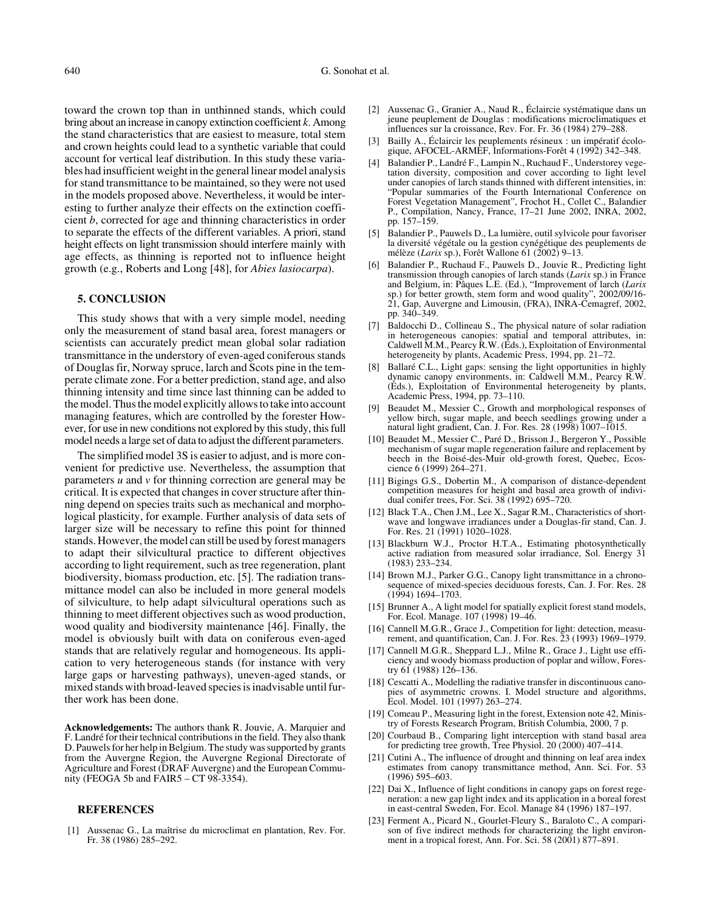toward the crown top than in unthinned stands, which could bring about an increase in canopy extinction coefficient $k$. Among the stand characteristics that are easiest to measure, total stem and crown heights could lead to a synthetic variable that could account for vertical leaf distribution. In this study these variables had insufficient weight in the general linear model analysis for stand transmittance to be maintained, so they were not used in the models proposed above. Nevertheless, it would be interesting to further analyze their effects on the extinction coefficient $b$, corrected for age and thinning characteristics in order to separate the effects of the different variables. A priori, stand height effects on light transmission should interfere mainly with age effects, as thinning is reported not to influence height growth (e.g., Roberts and Long [48], for *Abies lasiocarpa*).

## 5. CONCLUSION

This study shows that with a very simple model, needing only the measurement of stand basal area, forest managers or scientists can accurately predict mean global solar radiation transmittance in the understory of even-aged coniferous stands of Douglas fir, Norway spruce, larch and Scots pine in the temperate climate zone. For a better prediction, stand age, and also thinning intensity and time since last thinning can be added to the model. Thus the model explicitly allows to take into account managing features, which are controlled by the forester However, for use in new conditions not explored by this study, this full model needs a large set of data to adjust the different parameters.

The simplified model 3S is easier to adjust, and is more convenient for predictive use. Nevertheless, the assumption that parameters $u$ and $v$ for thinning correction are general may be critical. It is expected that changes in cover structure after thinning depend on species traits such as mechanical and morphological plasticity, for example. Further analysis of data sets of larger size will be necessary to refine this point for thinned stands. However, the model can still be used by forest managers to adapt their silvicultural practice to different objectives according to light requirement, such as tree regeneration, plant biodiversity, biomass production, etc. [5]. The radiation transmittance model can also be included in more general models of silviculture, to help adapt silvicultural operations such as thinning to meet different objectives such as wood production, wood quality and biodiversity maintenance [46]. Finally, the model is obviously built with data on coniferous even-aged stands that are relatively regular and homogeneous. Its application to very heterogeneous stands (for instance with very large gaps or harvesting pathways), uneven-aged stands, or mixed stands with broad-leaved species is inadvisable until further work has been done.

**Acknowledgements:** The authors thank R. Jouvie, A. Marquier and F. Landré for their technical contributions in the field. They also thank D. Pauwels for her help in Belgium. The study was supported by grants from the Auvergne Region, the Auvergne Regional Directorate of Agriculture and Forest (DRAF Auvergne) and the European Community (FEOGA 5b and FAIR5 – CT 98-3354).

## REFERENCES

[1] Aussenac G., La maîtrise du microclimat en plantation, Rev. For. Fr. 38 (1986) 285–292.

[2] Aussenac G., Granier A., Naud R., Éclaircie systématique dans un jeune peuplement de Douglas : modifications microclimatiques et influences sur la croissance, Rev. For. Fr. 36 (1984) 279–288.

[3] Bailly A., Éclaircir les peuplements résineux : un impératif écologique, AFOCEL-ARMEF, Informations-Forêt 4 (1992) 342–348.

[4] Balandier P., Landré F., Lampin N., Ruchaud F., Understorey vegetation diversity, composition and cover according to light level under canopies of larch stands thinned with different intensities, in: "Popular summaries of the Fourth International Conference on Forest Vegetation Management", Frochot H., Collet C., Balandier P., Compilation, Nancy, France, 17–21 June 2002, INRA, 2002, pp. 157–159.

[5] Balandier P., Pauwels D., La lumière, outil sylvicole pour favoriser la diversité végétale ou la gestion cynégétique des peuplements de mélèze (*Larix* sp.), Forêt Wallone 61 (2002) 9–13.

[6] Balandier P., Ruchaud F., Pauwels D., Jouvie R., Predicting light transmission through canopies of larch stands (*Larix* sp.) in France and Belgium, in: Pâques L.E. (Ed.), "Improvement of larch (*Larix* sp.) for better growth, stem form and wood quality", 2002/09/16-21, Gap, Auvergne and Limousin, (FRA), INRA-Cemagref, 2002, pp. 340–349.

[7] Baldocchi D., Collineau S., The physical nature of solar radiation in heterogeneous canopies: spatial and temporal attributes, in: Caldwell M.M., Pearcy R.W. (Eds.), Exploitation of Environmental heterogeneity by plants, Academic Press, 1994, pp. 21–72.

[8] Ballaré C.L., Light gaps: sensing the light opportunities in highly dynamic canopy environments, in: Caldwell M.M., Pearcy R.W. (Eds.), Exploitation of Environmental heterogeneity by plants, Academic Press, 1994, pp. 73–110.

[9] Beaudet M., Messier C., Growth and morphological responses of yellow birch, sugar maple, and beech seedlings growing under a natural light gradient, Can. J. For. Res. 28 (1998) 1007–1015.

[10] Beaudet M., Messier C., Paré D., Brisson J., Bergeron Y., Possible mechanism of sugar maple regeneration failure and replacement by beech in the Boisé-des-Muir old-growth forest, Quebec, Ecoscience 6 (1999) 264–271.

[11] Bigings G.S., Dobertin M., A comparison of distance-dependent competition measures for height and basal area growth of individual conifer trees, For. Sci. 38 (1992) 695–720.

[12] Black T.A., Chen J.M., Lee X., Sagar R.M., Characteristics of shortwave and longwave irradiances under a Douglas-fir stand, Can. J. For. Res. 21 (1991) 1020–1028.

[13] Blackburn W.J., Proctor H.T.A., Estimating photosynthetically active radiation from measured solar irradiance, Sol. Energy 31 (1983) 233–234.

[14] Brown M.J., Parker G.G., Canopy light transmittance in a chronosequence of mixed-species deciduous forests, Can. J. For. Res. 28 (1994) 1694–1703.

[15] Brunner A., A light model for spatially explicit forest stand models, For. Ecol. Manage. 107 (1998) 19–46.

[16] Cannell M.G.R., Grace J., Competition for light: detection, measurement, and quantification, Can. J. For. Res. 23 (1993) 1969–1979.

[17] Cannell M.G.R., Sheppard L.J., Milne R., Grace J., Light use efficiency and woody biomass production of poplar and willow, Forestry 61 (1988) 126–136.

[18] Cescatti A., Modelling the radiative transfer in discontinuous canopies of asymmetric crowns. I. Model structure and algorithms, Ecol. Model. 101 (1997) 263–274.

[19] Comeau P., Measuring light in the forest, Extension note 42, Ministry of Forests Research Program, British Columbia, 2000, 7 p.

[20] Courbaud B., Comparing light interception with stand basal area for predicting tree growth, Tree Physiol. 20 (2000) 407–414.

[21] Cutini A., The influence of drought and thinning on leaf area index estimates from canopy transmittance method, Ann. Sci. For. 53 (1996) 595–603.

[22] Dai X., Influence of light conditions in canopy gaps on forest regeneration: a new gap light index and its application in a boreal forest in east-central Sweden, For. Ecol. Manage 84 (1996) 187–197.

[23] Ferment A., Picard N., Gourlet-Fleury S., Baraloto C., A comparison of five indirect methods for characterizing the light environment in a tropical forest, Ann. For. Sci. 58 (2001) 877–891.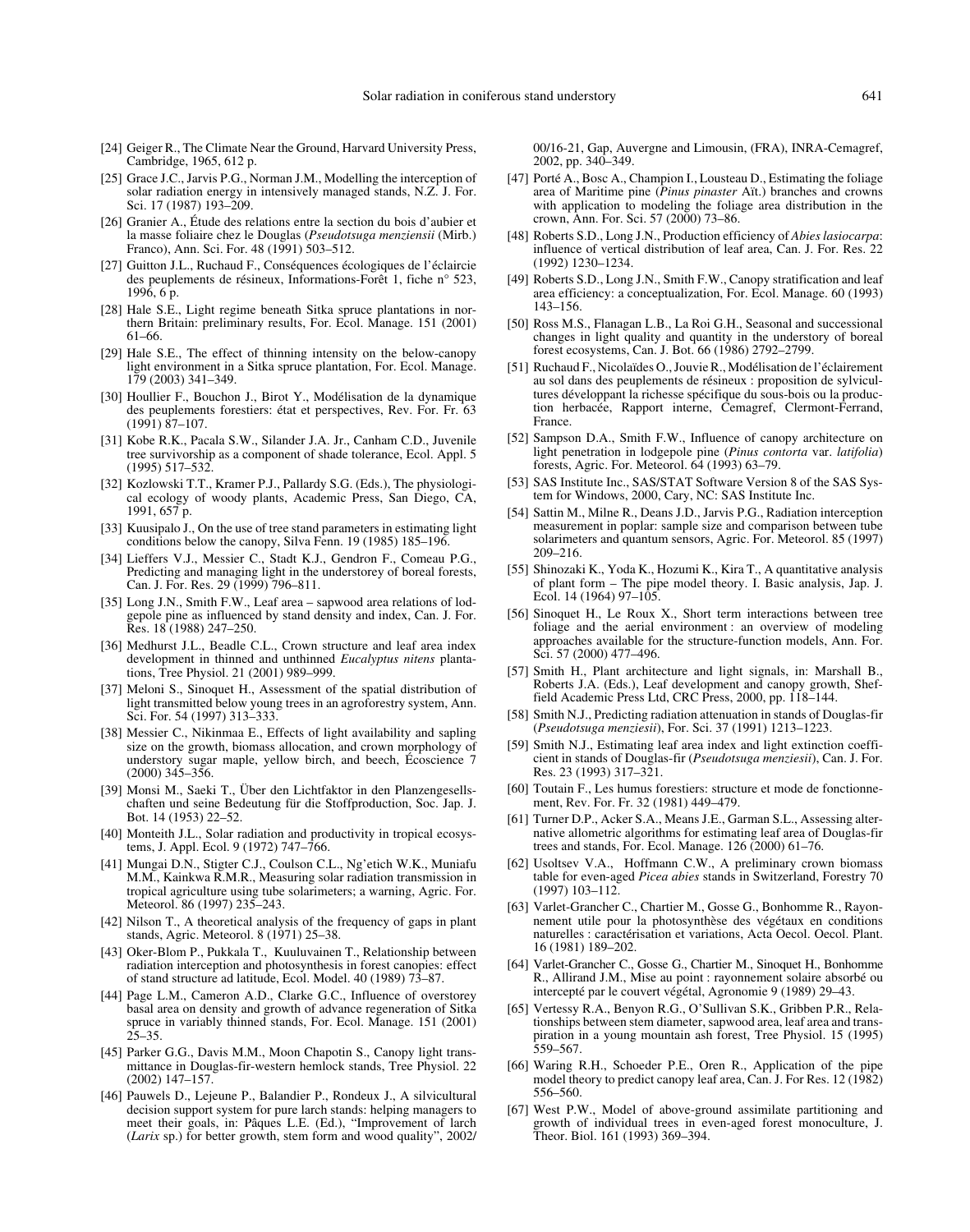[24] Geiger R., The Climate Near the Ground, Harvard University Press, Cambridge, 1965, 612 p.

[25] Grace J.C., Jarvis P.G., Norman J.M., Modelling the interception of solar radiation energy in intensively managed stands, N.Z. J. For. Sci. 17 (1987) 193–209.

[26] Granier A., Étude des relations entre la section du bois d'aubier et la masse foliaire chez le Douglas (*Pseudotsuga menziensii* (Mirb.) Franco), Ann. Sci. For. 48 (1991) 503–512.

[27] Guitton J.L., Ruchaud F., Conséquences écologiques de l'éclaircie des peuplements de résineux, Informations-Forêt 1, fiche n° 523, 1996, 6 p.

[28] Hale S.E., Light regime beneath Sitka spruce plantations in northern Britain: preliminary results, For. Ecol. Manage. 151 (2001) 61–66.

[29] Hale S.E., The effect of thinning intensity on the below-canopy light environment in a Sitka spruce plantation, For. Ecol. Manage. 179 (2003) 341–349.

[30] Houllier F., Bouchon J., Birot Y., Modélisation de la dynamique des peuplements forestiers: état et perspectives, Rev. For. Fr. 63 (1991) 87–107.

[31] Kobe R.K., Pacala S.W., Silander J.A. Jr., Canham C.D., Juvenile tree survivorship as a component of shade tolerance, Ecol. Appl. 5 (1995) 517–532.

[32] Kozlowski T.T., Kramer P.J., Pallardy S.G. (Eds.), The physiological ecology of woody plants, Academic Press, San Diego, CA, 1991, 657 p.

[33] Kuusipalo J., On the use of tree stand parameters in estimating light conditions below the canopy, Silva Fenn. 19 (1985) 185–196.

[34] Lieffers V.J., Messier C., Stadt K.J., Gendron F., Comeau P.G., Predicting and managing light in the understorey of boreal forests, Can. J. For. Res. 29 (1999) 796–811.

[35] Long J.N., Smith F.W., Leaf area – sapwood area relations of lodgepole pine as influenced by stand density and index, Can. J. For. Res. 18 (1988) 247–250.

[36] Medhurst J.L., Beadle C.L., Crown structure and leaf area index development in thinned and unthinned *Eucalyptus nitens* plantations, Tree Physiol. 21 (2001) 989–999.

[37] Meloni S., Sinoquet H., Assessment of the spatial distribution of light transmitted below young trees in an agroforestry system, Ann. Sci. For. 54 (1997) 313–333.

[38] Messier C., Nikinmaa E., Effects of light availability and sapling size on the growth, biomass allocation, and crown morphology of understory sugar maple, yellow birch, and beech, Écoscience 7 (2000) 345–356.

[39] Monsi M., Saeki T., Über den Lichtfaktor in den Planzengesellschaften und seine Bedeutung für die Stoffproduction, Soc. Jap. J. Bot. 14 (1953) 22–52.

[40] Monteith J.L., Solar radiation and productivity in tropical ecosystems, J. Appl. Ecol. 9 (1972) 747–766.

[41] Mungai D.N., Stigter C.J., Coulson C.L., Ng'etich W.K., Muniafu M.M., Kainkwa R.M.R., Measuring solar radiation transmission in tropical agriculture using tube solarimeters; a warning, Agric. For. Meteorol. 86 (1997) 235–243.

[42] Nilson T., A theoretical analysis of the frequency of gaps in plant stands, Agric. Meteorol. 8 (1971) 25–38.

[43] Oker-Blom P., Pukkala T., Kuuluvainen T., Relationship between radiation interception and photosynthesis in forest canopies: effect of stand structure ad latitude, Ecol. Model. 40 (1989) 73–87.

[44] Page L.M., Cameron A.D., Clarke G.C., Influence of overstorey basal area on density and growth of advance regeneration of Sitka spruce in variably thinned stands, For. Ecol. Manage. 151 (2001) 25–35.

[45] Parker G.G., Davis M.M., Moon Chapotin S., Canopy light transmittance in Douglas-fir-western hemlock stands, Tree Physiol. 22 (2002) 147–157.

[46] Pauwels D., Lejeune P., Balandier P., Rondeux J., A silvicultural decision support system for pure larch stands: helping managers to meet their goals, in: Pâques L.E. (Ed.), "Improvement of larch (*Larix* sp.) for better growth, stem form and wood quality", 2002/00/16-21, Gap, Auvergne and Limousin, (FRA), INRA-Cemagref, 2002, pp. 340–349.

[47] Porté A., Bosc A., Champion I., Lousteau D., Estimating the foliage area of Maritime pine (*Pinus pinaster* Aït.) branches and crowns with application to modeling the foliage area distribution in the crown, Ann. For. Sci. 57 (2000) 73–86.

[48] Roberts S.D., Long J.N., Production efficiency of *Abies lasiocarpa*: influence of vertical distribution of leaf area, Can. J. For. Res. 22 (1992) 1230–1234.

[49] Roberts S.D., Long J.N., Smith F.W., Canopy stratification and leaf area efficiency: a conceptualization, For. Ecol. Manage. 60 (1993) 143–156.

[50] Ross M.S., Flanagan L.B., La Roi G.H., Seasonal and successional changes in light quality and quantity in the understory of boreal forest ecosystems, Can. J. Bot. 66 (1986) 2792–2799.

[51] Ruchaud F., Nicolaïdes O., Jouvie R., Modélisation de l'éclairement au sol dans des peuplements de résineux : proposition de sylvicultures développant la richesse spécifique du sous-bois ou la production herbacée, Rapport interne, Cemagref, Clermont-Ferrand, France.

[52] Sampson D.A., Smith F.W., Influence of canopy architecture on light penetration in lodgepole pine (*Pinus contorta* var. *latifolia*) forests, Agric. For. Meteorol. 64 (1993) 63–79.

[53] SAS Institute Inc., SAS/STAT Software Version 8 of the SAS System for Windows, 2000, Cary, NC: SAS Institute Inc.

[54] Sattin M., Milne R., Deans J.D., Jarvis P.G., Radiation interception measurement in poplar: sample size and comparison between tube solarimeters and quantum sensors, Agric. For. Meteorol. 85 (1997) 209–216.

[55] Shinozaki K., Yoda K., Hozumi K., Kira T., A quantitative analysis of plant form – The pipe model theory. I. Basic analysis, Jap. J. Ecol. 14 (1964) 97–105.

[56] Sinoquet H., Le Roux X., Short term interactions between tree foliage and the aerial environment : an overview of modeling approaches available for the structure-function models, Ann. For. Sci. 57 (2000) 477–496.

[57] Smith H., Plant architecture and light signals, in: Marshall B., Roberts J.A. (Eds.), Leaf development and canopy growth, Sheffield Academic Press Ltd, CRC Press, 2000, pp. 118–144.

[58] Smith N.J., Predicting radiation attenuation in stands of Douglas-fir (*Pseudotsuga menziesii*), For. Sci. 37 (1991) 1213–1223.

[59] Smith N.J., Estimating leaf area index and light extinction coefficient in stands of Douglas-fir (*Pseudotsuga menziesii*), Can. J. For. Res. 23 (1993) 317–321.

[60] Toutain F., Les humus forestiers: structure et mode de fonctionnement, Rev. For. Fr. 32 (1981) 449–479.

[61] Turner D.P., Acker S.A., Means J.E., Garman S.L., Assessing alternative allometric algorithms for estimating leaf area of Douglas-fir trees and stands, For. Ecol. Manage. 126 (2000) 61–76.

[62] Usoltsev V.A., Hoffmann C.W., A preliminary crown biomass table for even-aged *Picea abies* stands in Switzerland, Forestry 70 (1997) 103–112.

[63] Varlet-Grancher C., Chartier M., Gosse G., Bonhomme R., Rayonnement utile pour la photosynthèse des végétaux en conditions naturelles : caractérisation et variations, Acta Oecol. Oecol. Plant. 16 (1981) 189–202.

[64] Varlet-Grancher C., Gosse G., Chartier M., Sinoquet H., Bonhomme R., Allirand J.M., Mise au point : rayonnement solaire absorbé ou intercepté par le couvert végétal, Agronomie 9 (1989) 29–43.

[65] Vertessy R.A., Benyon R.G., O'Sullivan S.K., Gribben P.R., Relationships between stem diameter, sapwood area, leaf area and transpiration in a young mountain ash forest, Tree Physiol. 15 (1995) 559–567.

[66] Waring R.H., Schoeder P.E., Oren R., Application of the pipe model theory to predict canopy leaf area, Can. J. For Res. 12 (1982) 556–560.

[67] West P.W., Model of above-ground assimilate partitioning and growth of individual trees in even-aged forest monoculture, J. Theor. Biol. 161 (1993) 369–394.